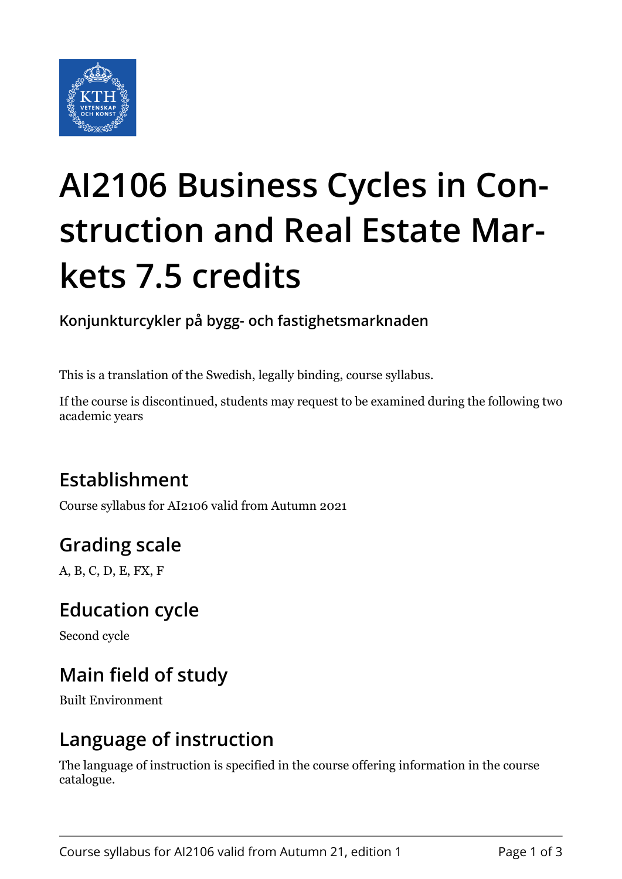# AI2106 Business Cycles in Construction and Real Estate Markets 7.5 credits

### Konjunkturcykler på bygg- och fastighetsmarknaden

This is a translation of the Swedish, legally binding, course syllabus.

If the course is discontinued, students may request to be examined during the following two academic years

## Establishment

Course syllabus for AI2106 valid from Autumn 2021

## Grading scale

A, B, C, D, E, FX, F

## Education cycle

Second cycle

## Main field of study

Built Environment

## Language of instruction

The language of instruction is specified in the course offering information in the course catalogue.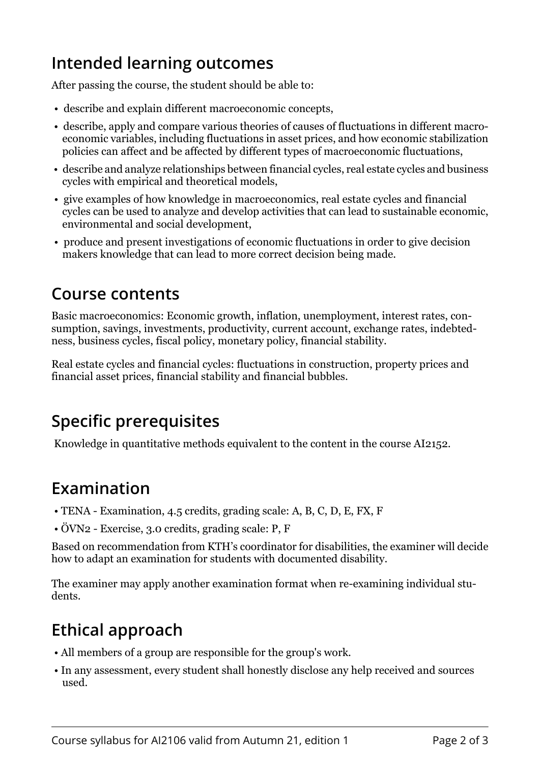## Intended learning outcomes

After passing the course, the student should be able to:

- describe and explain different macroeconomic concepts,
- describe, apply and compare various theories of causes of fluctuations in different macroeconomic variables, including fluctuations in asset prices, and how economic stabilization policies can affect and be affected by different types of macroeconomic fluctuations,
- describe and analyze relationships between financial cycles, real estate cycles and business cycles with empirical and theoretical models,
- give examples of how knowledge in macroeconomics, real estate cycles and financial cycles can be used to analyze and develop activities that can lead to sustainable economic, environmental and social development,
- produce and present investigations of economic fluctuations in order to give decision makers knowledge that can lead to more correct decision being made.

## Course contents

Basic macroeconomics: Economic growth, inflation, unemployment, interest rates, consumption, savings, investments, productivity, current account, exchange rates, indebtedness, business cycles, fiscal policy, monetary policy, financial stability.

Real estate cycles and financial cycles: fluctuations in construction, property prices and financial asset prices, financial stability and financial bubbles.

## Specific prerequisites

Knowledge in quantitative methods equivalent to the content in the course AI2152.

## Examination

- TENA - Examination, 4.5 credits, grading scale: A, B, C, D, E, FX, F
- ÖVN2 - Exercise, 3.0 credits, grading scale: P, F

Based on recommendation from KTH's coordinator for disabilities, the examiner will decide how to adapt an examination for students with documented disability.

The examiner may apply another examination format when re-examining individual students.

## Ethical approach

- All members of a group are responsible for the group's work.
- In any assessment, every student shall honestly disclose any help received and sources used.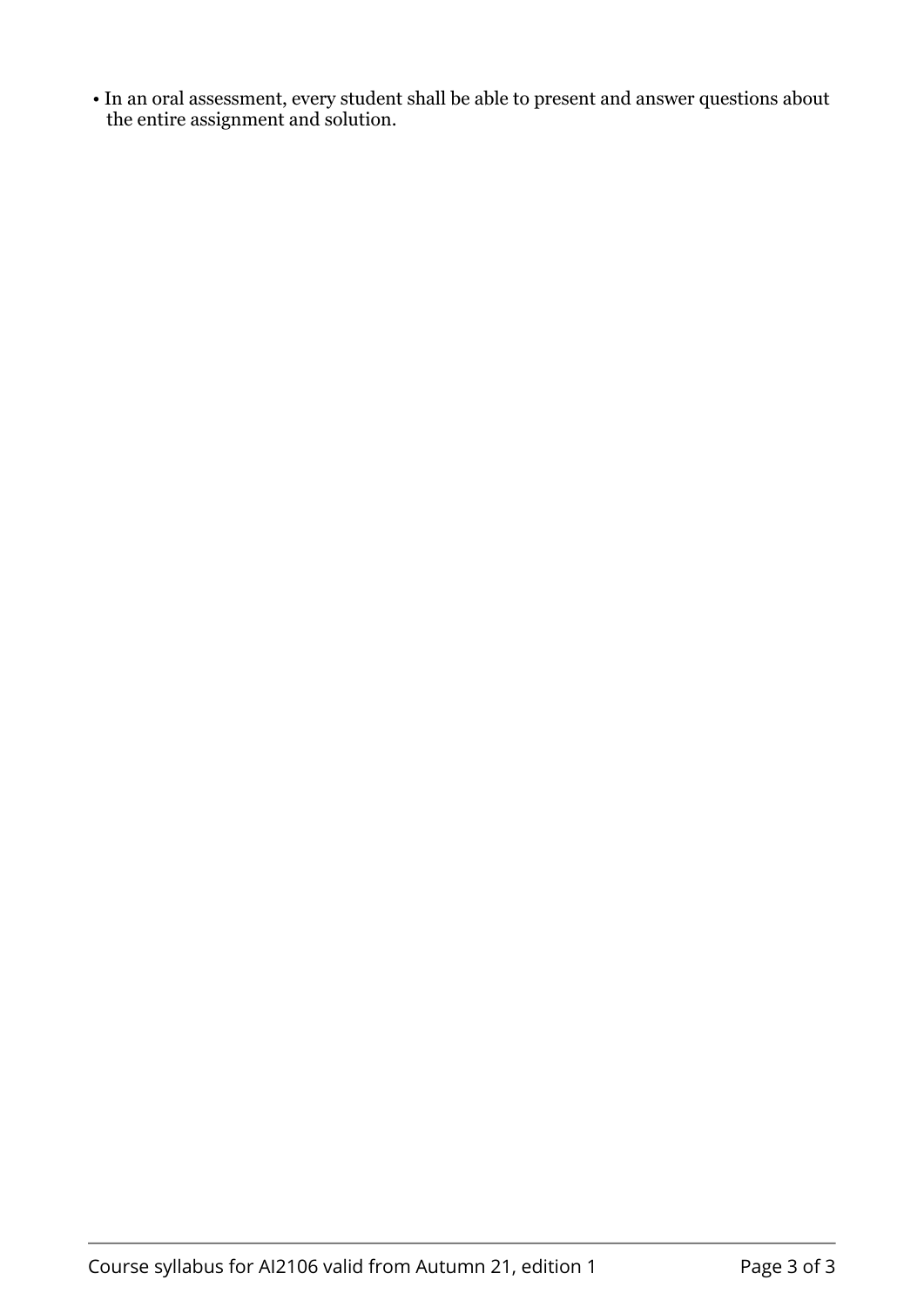- In an oral assessment, every student shall be able to present and answer questions about the entire assignment and solution.